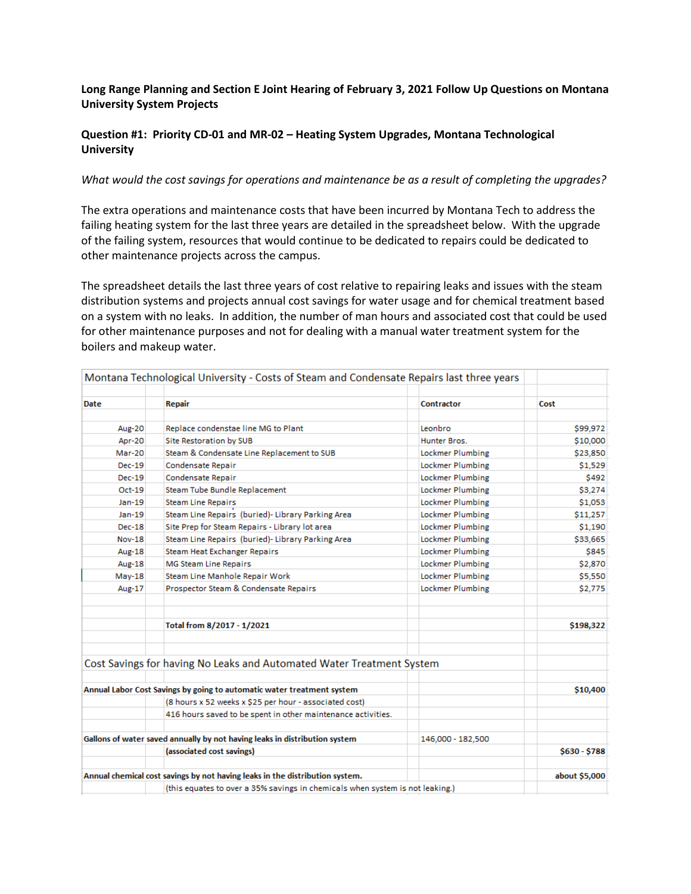**Long Range Planning and Section E Joint Hearing of February 3, 2021 Follow Up Questions on Montana University System Projects**

**Question #1: Priority CD-01 and MR-02 – Heating System Upgrades, Montana Technological University**

*What would the cost savings for operations and maintenance be as a result of completing the upgrades?*

The extra operations and maintenance costs that have been incurred by Montana Tech to address the failing heating system for the last three years are detailed in the spreadsheet below. With the upgrade of the failing system, resources that would continue to be dedicated to repairs could be dedicated to other maintenance projects across the campus.

The spreadsheet details the last three years of cost relative to repairing leaks and issues with the steam distribution systems and projects annual cost savings for water usage and for chemical treatment based on a system with no leaks. In addition, the number of man hours and associated cost that could be used for other maintenance purposes and not for dealing with a manual water treatment system for the boilers and makeup water.

| Montana Technological University - Costs of Steam and Condensate Repairs last three years | | | |
|---|---|---|---|
| **Date** | **Repair** | **Contractor** | **Cost** |
| Aug-20 | Replace condenstae line MG to Plant | Leonbro | $99,972 |
| Apr-20 | Site Restoration by SUB | Hunter Bros. | $10,000 |
| Mar-20 | Steam & Condensate Line Replacement to SUB | Lockmer Plumbing | $23,850 |
| Dec-19 | Condensate Repair | Lockmer Plumbing | $1,529 |
| Dec-19 | Condensate Repair | Lockmer Plumbing | $492 |
| Oct-19 | Steam Tube Bundle Replacement | Lockmer Plumbing | $3,274 |
| Jan-19 | Steam Line Repairs | Lockmer Plumbing | $1,053 |
| Jan-19 | Steam Line Repairs (buried)- Library Parking Area | Lockmer Plumbing | $11,257 |
| Dec-18 | Site Prep for Steam Repairs - Library lot area | Lockmer Plumbing | $1,190 |
| Nov-18 | Steam Line Repairs (buried)- Library Parking Area | Lockmer Plumbing | $33,665 |
| Aug-18 | Steam Heat Exchanger Repairs | Lockmer Plumbing | $845 |
| Aug-18 | MG Steam Line Repairs | Lockmer Plumbing | $2,870 |
| May-18 | Steam Line Manhole Repair Work | Lockmer Plumbing | $5,550 |
| Aug-17 | Prospector Steam & Condensate Repairs | Lockmer Plumbing | $2,775 |
| | | | |
| | **Total from 8/2017 - 1/2021** | | **$198,322** |

| Cost Savings for having No Leaks and Automated Water Treatment System | | | |
|---|---|---|---|
| **Annual Labor Cost Savings by going to automatic water treatment system** | | | **$10,400** |
| | (8 hours x 52 weeks x $25 per hour - associated cost) | | |
| | 416 hours saved to be spent in other maintenance activities. | | |
| **Gallons of water saved annually by not having leaks in distribution system** | | 146,000 - 182,500 | |
| | **(associated cost savings)** | | **$630 - $788** |
| **Annual chemical cost savings by not having leaks in the distribution system.** | | | **about $5,000** |
| | (this equates to over a 35% savings in chemicals when system is not leaking.) | | |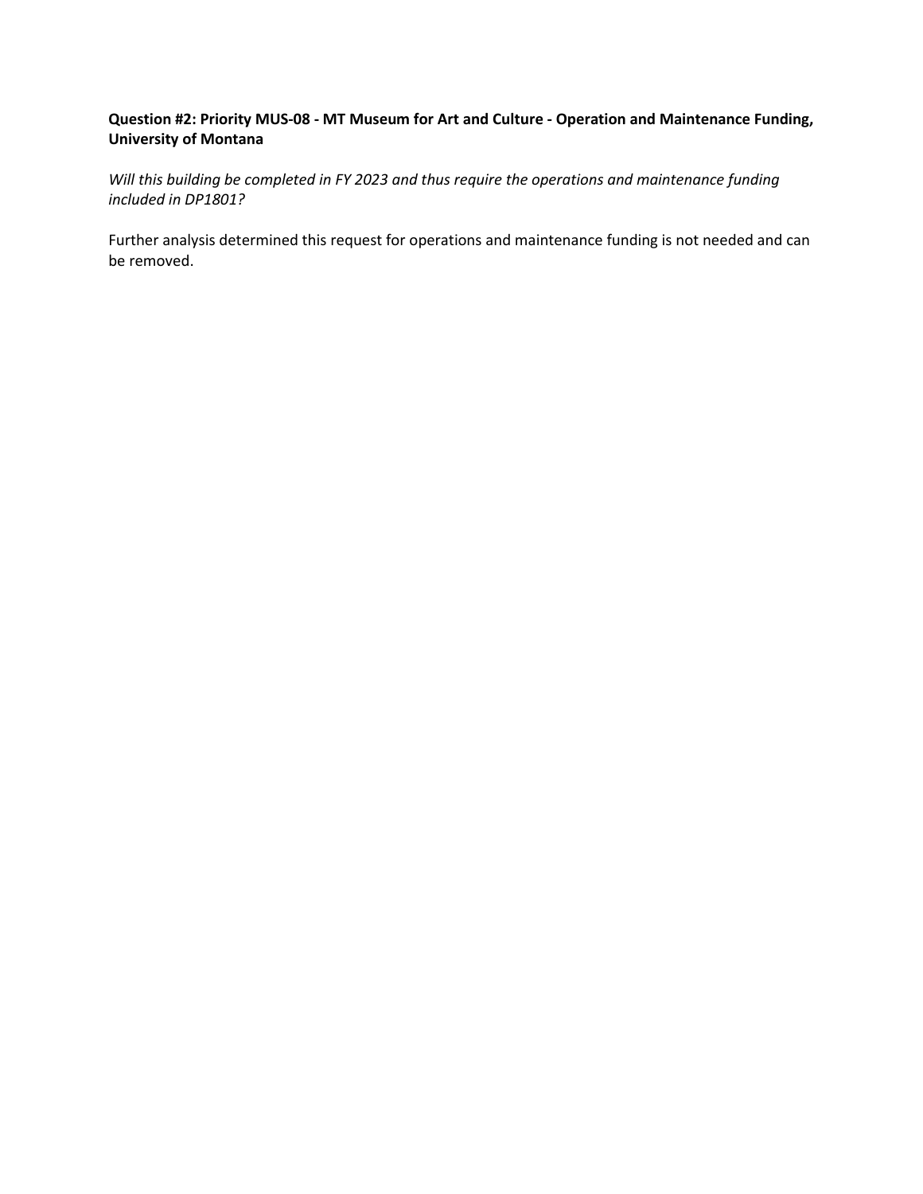**Question #2: Priority MUS-08 - MT Museum for Art and Culture - Operation and Maintenance Funding, University of Montana**

*Will this building be completed in FY 2023 and thus require the operations and maintenance funding included in DP1801?*

Further analysis determined this request for operations and maintenance funding is not needed and can be removed.